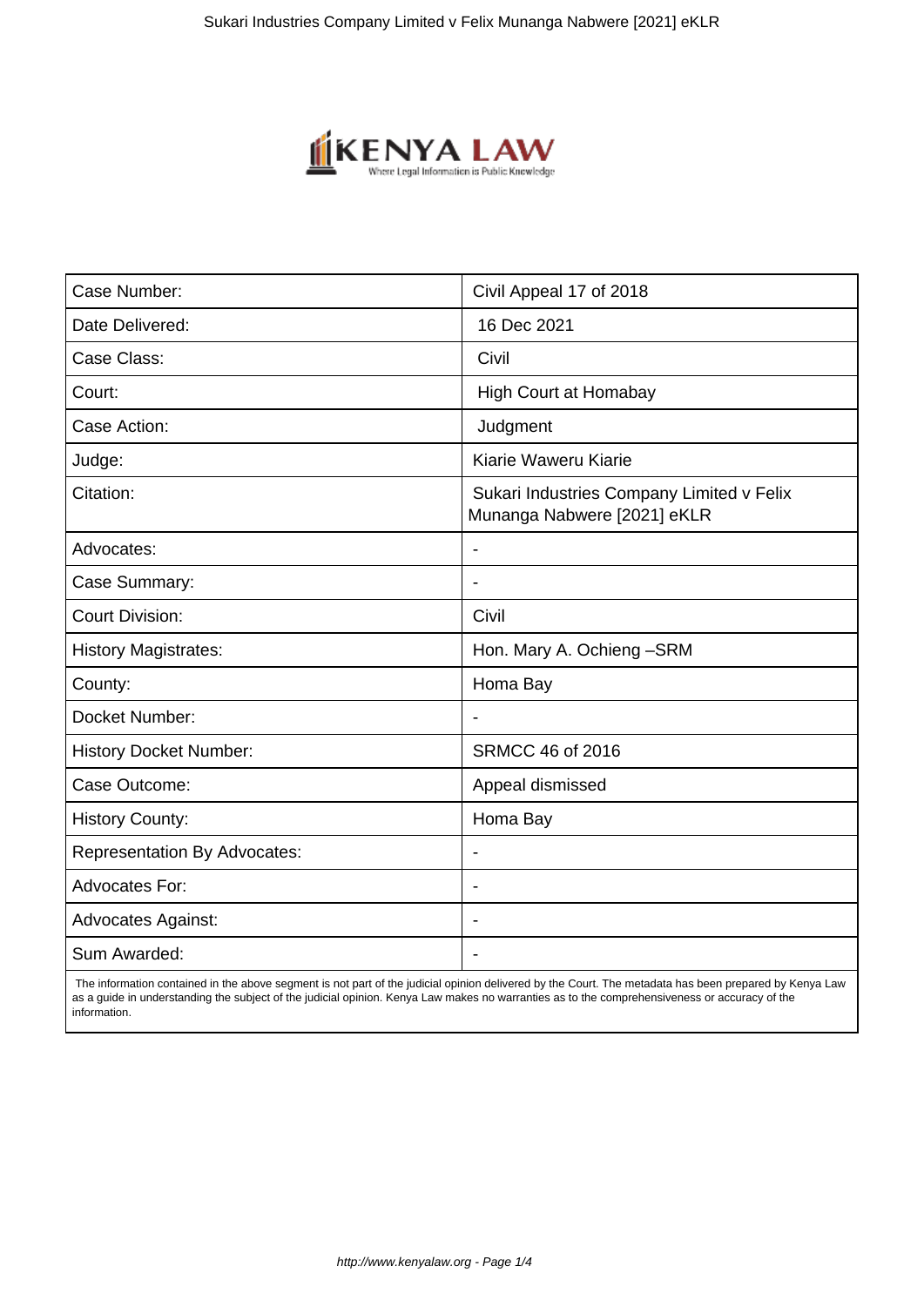| Case Number: | Civil Appeal 17 of 2018 |
| --- | --- |
| Date Delivered: | 16 Dec 2021 |
| Case Class: | Civil |
| Court: | High Court at Homabay |
| Case Action: | Judgment |
| Judge: | Kiarie Waweru Kiarie |
| Citation: | Sukari Industries Company Limited v Felix Munanga Nabwere [2021] eKLR |
| Advocates: | - |
| Case Summary: | - |
| Court Division: | Civil |
| History Magistrates: | Hon. Mary A. Ochieng –SRM |
| County: | Homa Bay |
| Docket Number: | - |
| History Docket Number: | SRMCC 46 of 2016 |
| Case Outcome: | Appeal dismissed |
| History County: | Homa Bay |
| Representation By Advocates: | - |
| Advocates For: | - |
| Advocates Against: | - |
| Sum Awarded: | - |

The information contained in the above segment is not part of the judicial opinion delivered by the Court. The metadata has been prepared by Kenya Law as a guide in understanding the subject of the judicial opinion. Kenya Law makes no warranties as to the comprehensiveness or accuracy of the information.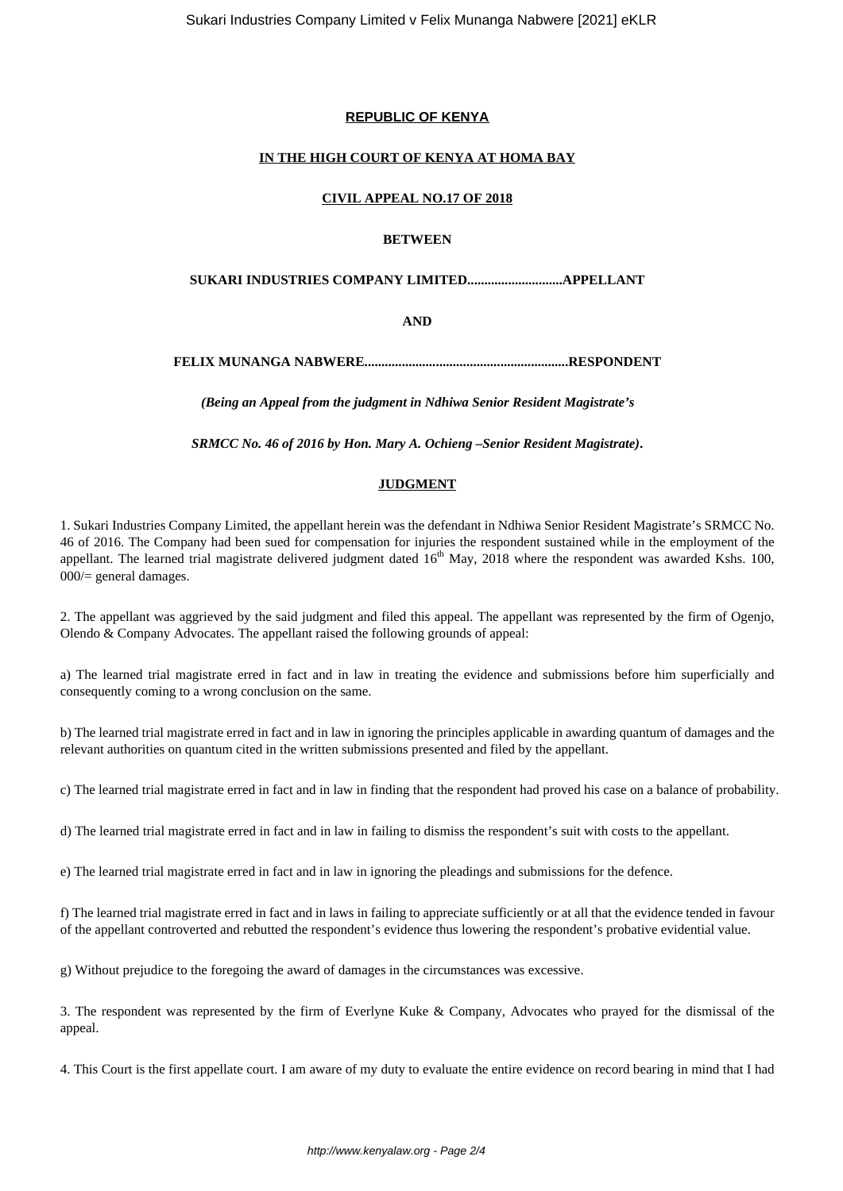**REPUBLIC OF KENYA**

**IN THE HIGH COURT OF KENYA AT HOMA BAY**

**CIVIL APPEAL NO.17 OF 2018**

**BETWEEN**

**SUKARI INDUSTRIES COMPANY LIMITED...........................APPELLANT**

**AND**

**FELIX MUNANGA NABWERE...........................................................RESPONDENT**

***(Being an Appeal from the judgment in Ndhiwa Senior Resident Magistrate's***

***SRMCC No. 46 of 2016 by Hon. Mary A. Ochieng –Senior Resident Magistrate).***

**JUDGMENT**

1. Sukari Industries Company Limited, the appellant herein was the defendant in Ndhiwa Senior Resident Magistrate's SRMCC No. 46 of 2016. The Company had been sued for compensation for injuries the respondent sustained while in the employment of the appellant. The learned trial magistrate delivered judgment dated 16th May, 2018 where the respondent was awarded Kshs. 100, 000/= general damages.

2. The appellant was aggrieved by the said judgment and filed this appeal. The appellant was represented by the firm of Ogenjo, Olendo & Company Advocates. The appellant raised the following grounds of appeal:

a) The learned trial magistrate erred in fact and in law in treating the evidence and submissions before him superficially and consequently coming to a wrong conclusion on the same.

b) The learned trial magistrate erred in fact and in law in ignoring the principles applicable in awarding quantum of damages and the relevant authorities on quantum cited in the written submissions presented and filed by the appellant.

c) The learned trial magistrate erred in fact and in law in finding that the respondent had proved his case on a balance of probability.

d) The learned trial magistrate erred in fact and in law in failing to dismiss the respondent's suit with costs to the appellant.

e) The learned trial magistrate erred in fact and in law in ignoring the pleadings and submissions for the defence.

f) The learned trial magistrate erred in fact and in laws in failing to appreciate sufficiently or at all that the evidence tended in favour of the appellant controverted and rebutted the respondent's evidence thus lowering the respondent's probative evidential value.

g) Without prejudice to the foregoing the award of damages in the circumstances was excessive.

3. The respondent was represented by the firm of Everlyne Kuke & Company, Advocates who prayed for the dismissal of the appeal.

4. This Court is the first appellate court. I am aware of my duty to evaluate the entire evidence on record bearing in mind that I had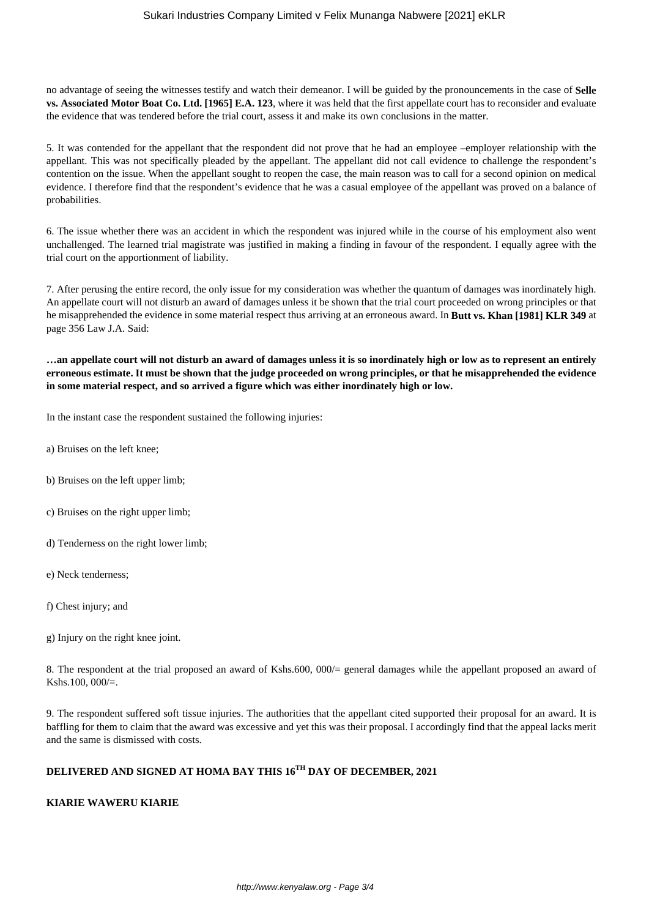no advantage of seeing the witnesses testify and watch their demeanor. I will be guided by the pronouncements in the case of **Selle vs. Associated Motor Boat Co. Ltd. [1965] E.A. 123**, where it was held that the first appellate court has to reconsider and evaluate the evidence that was tendered before the trial court, assess it and make its own conclusions in the matter.

5. It was contended for the appellant that the respondent did not prove that he had an employee –employer relationship with the appellant. This was not specifically pleaded by the appellant. The appellant did not call evidence to challenge the respondent's contention on the issue. When the appellant sought to reopen the case, the main reason was to call for a second opinion on medical evidence. I therefore find that the respondent's evidence that he was a casual employee of the appellant was proved on a balance of probabilities.

6. The issue whether there was an accident in which the respondent was injured while in the course of his employment also went unchallenged. The learned trial magistrate was justified in making a finding in favour of the respondent. I equally agree with the trial court on the apportionment of liability.

7. After perusing the entire record, the only issue for my consideration was whether the quantum of damages was inordinately high. An appellate court will not disturb an award of damages unless it be shown that the trial court proceeded on wrong principles or that he misapprehended the evidence in some material respect thus arriving at an erroneous award. In **Butt vs. Khan [1981] KLR 349** at page 356 Law J.A. Said:

**…an appellate court will not disturb an award of damages unless it is so inordinately high or low as to represent an entirely erroneous estimate. It must be shown that the judge proceeded on wrong principles, or that he misapprehended the evidence in some material respect, and so arrived a figure which was either inordinately high or low.**

In the instant case the respondent sustained the following injuries:

a) Bruises on the left knee;

b) Bruises on the left upper limb;

c) Bruises on the right upper limb;

d) Tenderness on the right lower limb;

e) Neck tenderness;

f) Chest injury; and

g) Injury on the right knee joint.

8. The respondent at the trial proposed an award of Kshs.600, 000/= general damages while the appellant proposed an award of Kshs.100, 000/=.

9. The respondent suffered soft tissue injuries. The authorities that the appellant cited supported their proposal for an award. It is baffling for them to claim that the award was excessive and yet this was their proposal. I accordingly find that the appeal lacks merit and the same is dismissed with costs.

**DELIVERED AND SIGNED AT HOMA BAY THIS 16TH DAY OF DECEMBER, 2021**

**KIARIE WAWERU KIARIE**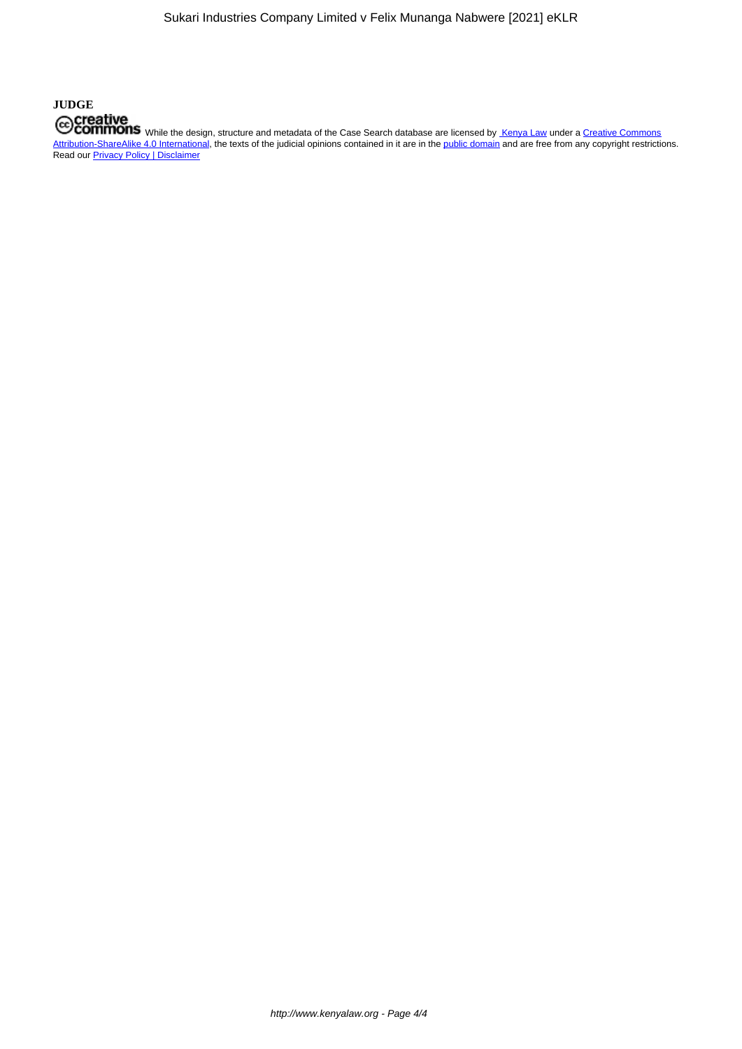**JUDGE**

While the design, structure and metadata of the Case Search database are licensed by Kenya Law under a Creative Commons Attribution-ShareAlike 4.0 International, the texts of the judicial opinions contained in it are in the public domain and are free from any copyright restrictions. Read our Privacy Policy | Disclaimer